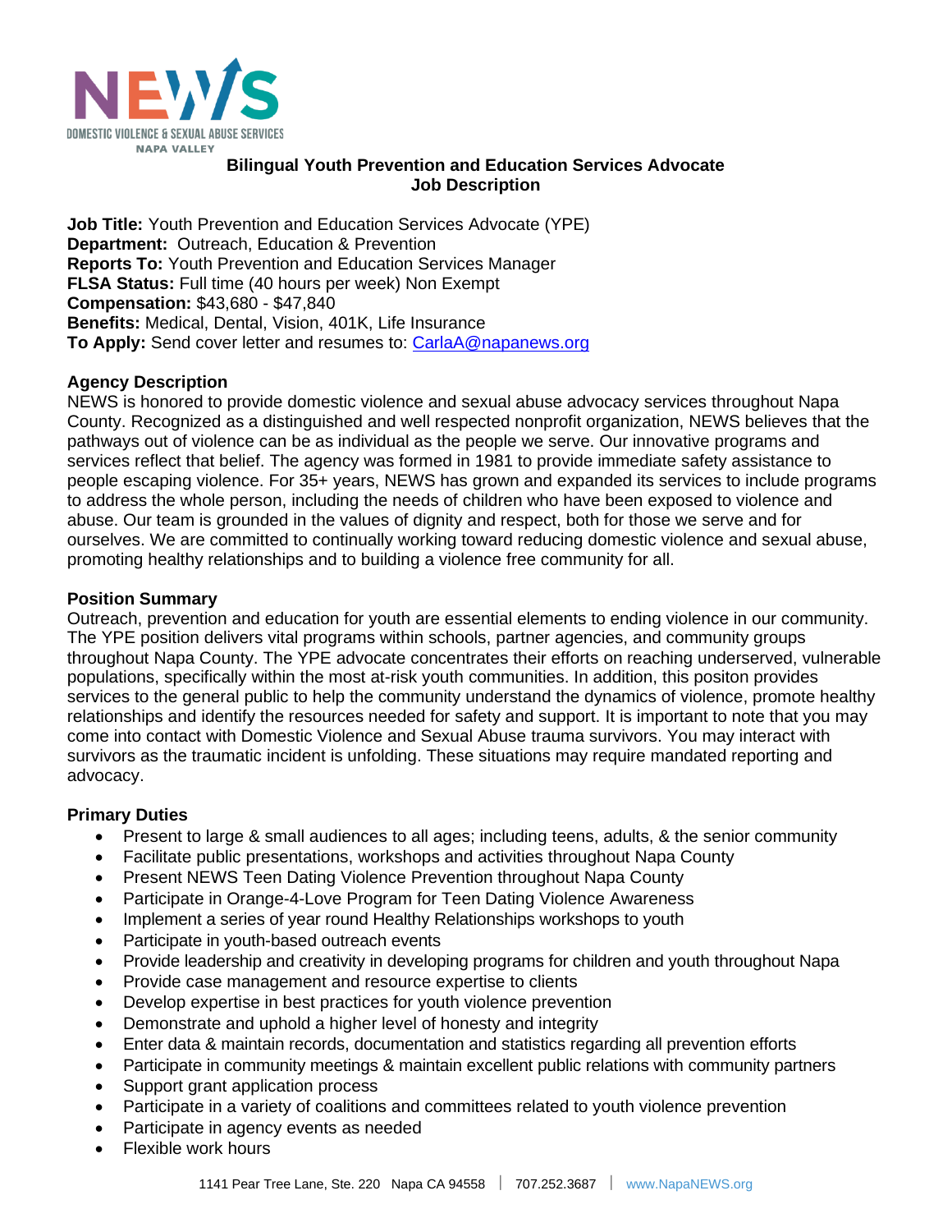NEWS

DOMESTIC VIOLENCE & SEXUAL ABUSE SERVICES
NAPA VALLEY

# Bilingual Youth Prevention and Education Services Advocate
## Job Description

**Job Title:** Youth Prevention and Education Services Advocate (YPE)
**Department:** Outreach, Education & Prevention
**Reports To:** Youth Prevention and Education Services Manager
**FLSA Status:** Full time (40 hours per week) Non Exempt
**Compensation:** $43,680 - $47,840
**Benefits:** Medical, Dental, Vision, 401K, Life Insurance
**To Apply:** Send cover letter and resumes to: CarlaA@napanews.org

### Agency Description

NEWS is honored to provide domestic violence and sexual abuse advocacy services throughout Napa County. Recognized as a distinguished and well respected nonprofit organization, NEWS believes that the pathways out of violence can be as individual as the people we serve. Our innovative programs and services reflect that belief. The agency was formed in 1981 to provide immediate safety assistance to people escaping violence. For 35+ years, NEWS has grown and expanded its services to include programs to address the whole person, including the needs of children who have been exposed to violence and abuse. Our team is grounded in the values of dignity and respect, both for those we serve and for ourselves. We are committed to continually working toward reducing domestic violence and sexual abuse, promoting healthy relationships and to building a violence free community for all.

### Position Summary

Outreach, prevention and education for youth are essential elements to ending violence in our community. The YPE position delivers vital programs within schools, partner agencies, and community groups throughout Napa County. The YPE advocate concentrates their efforts on reaching underserved, vulnerable populations, specifically within the most at-risk youth communities. In addition, this positon provides services to the general public to help the community understand the dynamics of violence, promote healthy relationships and identify the resources needed for safety and support. It is important to note that you may come into contact with Domestic Violence and Sexual Abuse trauma survivors. You may interact with survivors as the traumatic incident is unfolding. These situations may require mandated reporting and advocacy.

### Primary Duties

- Present to large & small audiences to all ages; including teens, adults, & the senior community
- Facilitate public presentations, workshops and activities throughout Napa County
- Present NEWS Teen Dating Violence Prevention throughout Napa County
- Participate in Orange-4-Love Program for Teen Dating Violence Awareness
- Implement a series of year round Healthy Relationships workshops to youth
- Participate in youth-based outreach events
- Provide leadership and creativity in developing programs for children and youth throughout Napa
- Provide case management and resource expertise to clients
- Develop expertise in best practices for youth violence prevention
- Demonstrate and uphold a higher level of honesty and integrity
- Enter data & maintain records, documentation and statistics regarding all prevention efforts
- Participate in community meetings & maintain excellent public relations with community partners
- Support grant application process
- Participate in a variety of coalitions and committees related to youth violence prevention
- Participate in agency events as needed
- Flexible work hours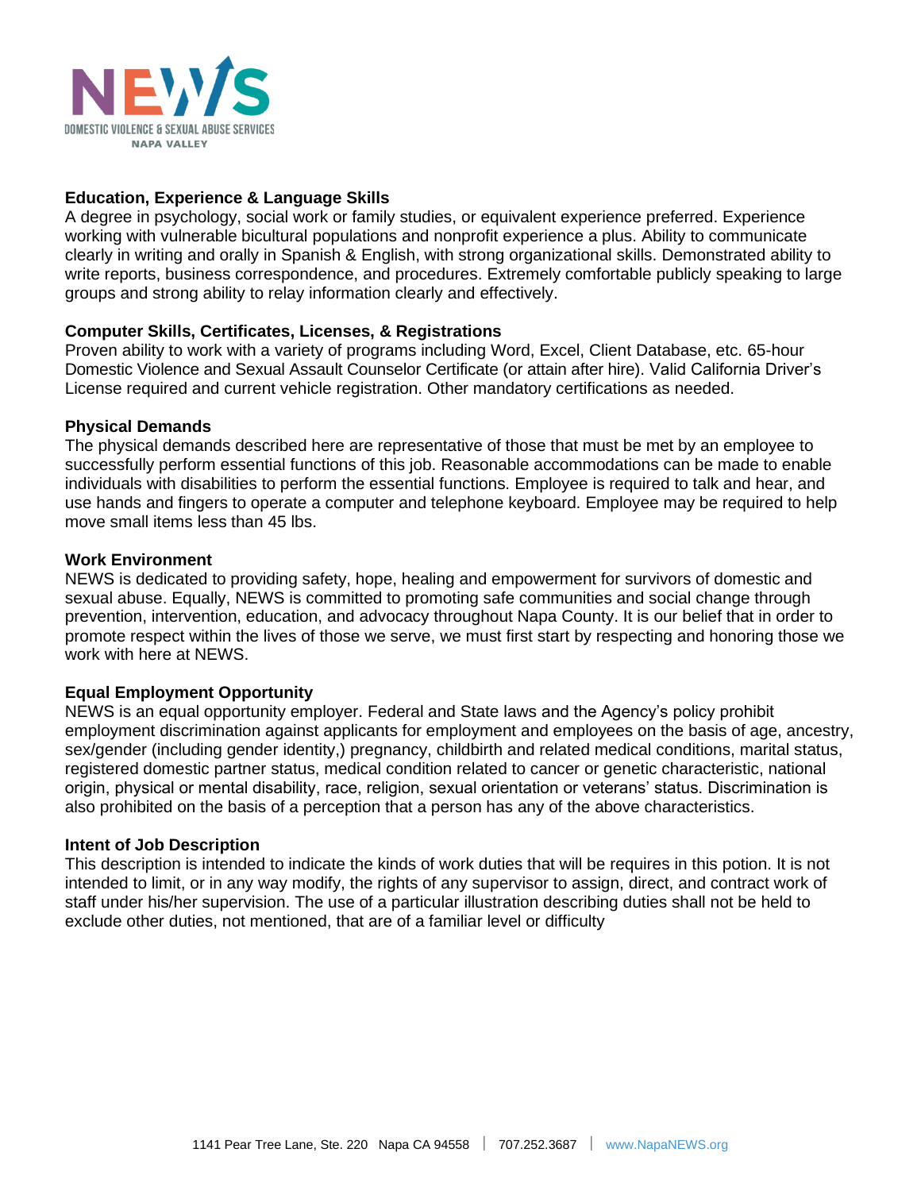**Education, Experience & Language Skills**
A degree in psychology, social work or family studies, or equivalent experience preferred. Experience working with vulnerable bicultural populations and nonprofit experience a plus. Ability to communicate clearly in writing and orally in Spanish & English, with strong organizational skills. Demonstrated ability to write reports, business correspondence, and procedures. Extremely comfortable publicly speaking to large groups and strong ability to relay information clearly and effectively.

**Computer Skills, Certificates, Licenses, & Registrations**
Proven ability to work with a variety of programs including Word, Excel, Client Database, etc. 65-hour Domestic Violence and Sexual Assault Counselor Certificate (or attain after hire). Valid California Driver's License required and current vehicle registration. Other mandatory certifications as needed.

**Physical Demands**
The physical demands described here are representative of those that must be met by an employee to successfully perform essential functions of this job. Reasonable accommodations can be made to enable individuals with disabilities to perform the essential functions. Employee is required to talk and hear, and use hands and fingers to operate a computer and telephone keyboard. Employee may be required to help move small items less than 45 lbs.

**Work Environment**
NEWS is dedicated to providing safety, hope, healing and empowerment for survivors of domestic and sexual abuse. Equally, NEWS is committed to promoting safe communities and social change through prevention, intervention, education, and advocacy throughout Napa County. It is our belief that in order to promote respect within the lives of those we serve, we must first start by respecting and honoring those we work with here at NEWS.

**Equal Employment Opportunity**
NEWS is an equal opportunity employer. Federal and State laws and the Agency's policy prohibit employment discrimination against applicants for employment and employees on the basis of age, ancestry, sex/gender (including gender identity,) pregnancy, childbirth and related medical conditions, marital status, registered domestic partner status, medical condition related to cancer or genetic characteristic, national origin, physical or mental disability, race, religion, sexual orientation or veterans' status. Discrimination is also prohibited on the basis of a perception that a person has any of the above characteristics.

**Intent of Job Description**
This description is intended to indicate the kinds of work duties that will be requires in this potion. It is not intended to limit, or in any way modify, the rights of any supervisor to assign, direct, and contract work of staff under his/her supervision. The use of a particular illustration describing duties shall not be held to exclude other duties, not mentioned, that are of a familiar level or difficulty

1141 Pear Tree Lane, Ste. 220 Napa CA 94558 | 707.252.3687 | www.NapaNEWS.org